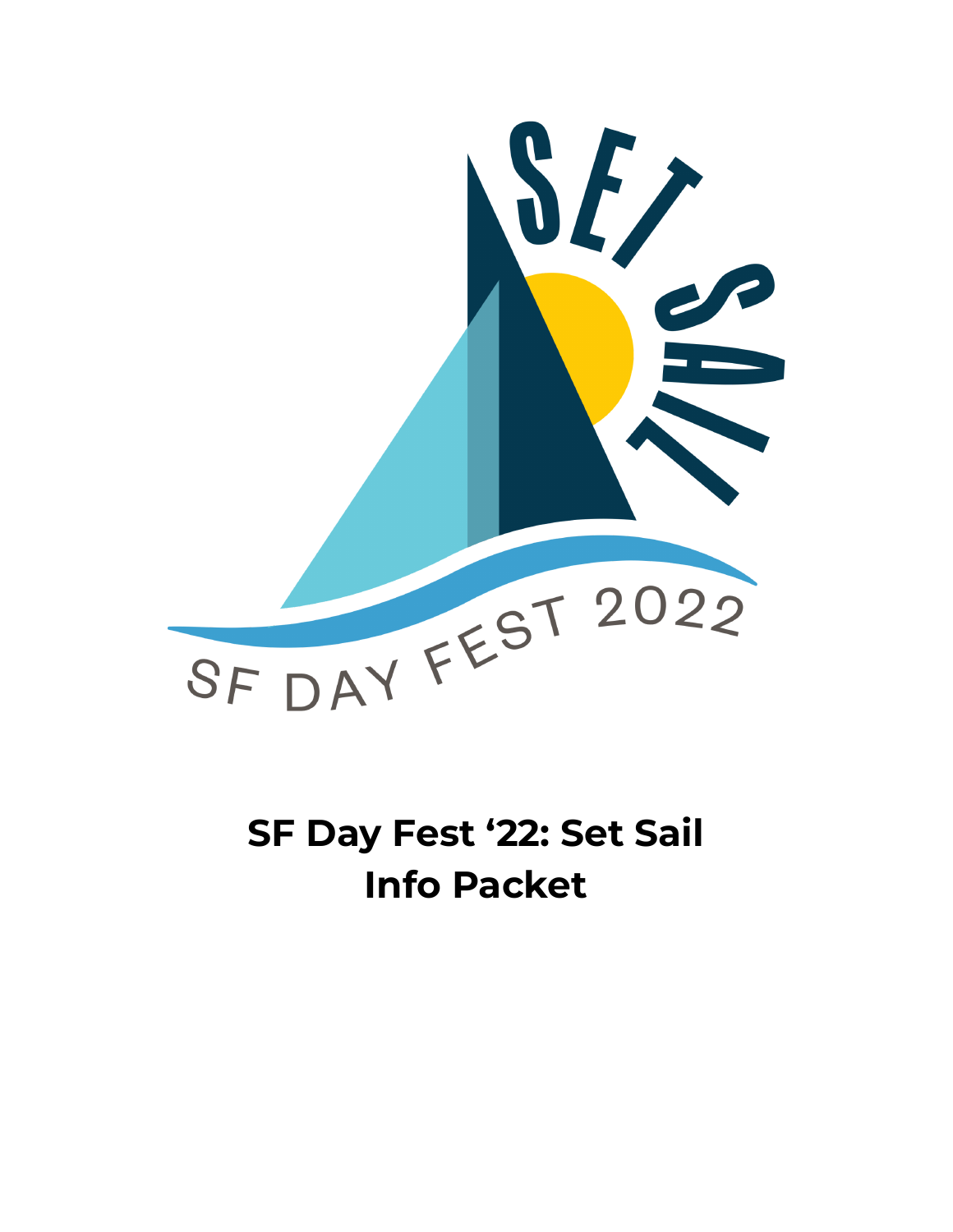SET SAIL

SF DAY FEST 2022

# SF Day Fest '22: Set Sail
# Info Packet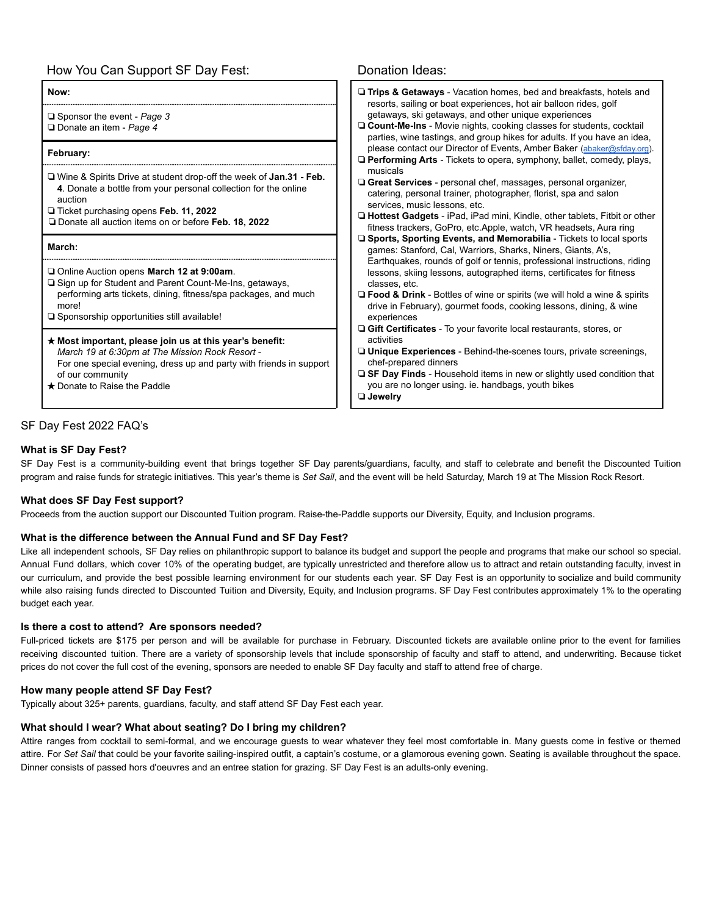## How You Can Support SF Day Fest:

**Now:**

- ❏ Sponsor the event - *Page 3*
- ❏ Donate an item - *Page 4*

**February:**

- ❏ Wine & Spirits Drive at student drop-off the week of **Jan.31 - Feb. 4**. Donate a bottle from your personal collection for the online auction
- ❏ Ticket purchasing opens **Feb. 11, 2022**
- ❏ Donate all auction items on or before **Feb. 18, 2022**

**March:**

- ❏ Online Auction opens **March 12 at 9:00am**.
- ❏ Sign up for Student and Parent Count-Me-Ins, getaways, performing arts tickets, dining, fitness/spa packages, and much more!
- ❏ Sponsorship opportunities still available!

★ **Most important, please join us at this year's benefit:**
*March 19 at 6:30pm at The Mission Rock Resort -*
For one special evening, dress up and party with friends in support of our community

★ Donate to Raise the Paddle

## Donation Ideas:

- ❏ **Trips & Getaways** - Vacation homes, bed and breakfasts, hotels and resorts, sailing or boat experiences, hot air balloon rides, golf getaways, ski getaways, and other unique experiences
- ❏ **Count-Me-Ins** - Movie nights, cooking classes for students, cocktail parties, wine tastings, and group hikes for adults. If you have an idea, please contact our Director of Events, Amber Baker (abaker@sfday.org).
- ❏ **Performing Arts** - Tickets to opera, symphony, ballet, comedy, plays, musicals
- ❏ **Great Services** - personal chef, massages, personal organizer, catering, personal trainer, photographer, florist, spa and salon services, music lessons, etc.
- ❏ **Hottest Gadgets** - iPad, iPad mini, Kindle, other tablets, Fitbit or other fitness trackers, GoPro, etc.Apple, watch, VR headsets, Aura ring
- ❏ **Sports, Sporting Events, and Memorabilia** - Tickets to local sports games: Stanford, Cal, Warriors, Sharks, Niners, Giants, A's, Earthquakes, rounds of golf or tennis, professional instructions, riding lessons, skiing lessons, autographed items, certificates for fitness classes, etc.
- ❏ **Food & Drink** - Bottles of wine or spirits (we will hold a wine & spirits drive in February), gourmet foods, cooking lessons, dining, & wine experiences
- ❏ **Gift Certificates** - To your favorite local restaurants, stores, or activities
- ❏ **Unique Experiences** - Behind-the-scenes tours, private screenings, chef-prepared dinners
- ❏ **SF Day Finds** - Household items in new or slightly used condition that you are no longer using. ie. handbags, youth bikes
- ❏ **Jewelry**

## SF Day Fest 2022 FAQ's

### What is SF Day Fest?

SF Day Fest is a community-building event that brings together SF Day parents/guardians, faculty, and staff to celebrate and benefit the Discounted Tuition program and raise funds for strategic initiatives. This year's theme is *Set Sail*, and the event will be held Saturday, March 19 at The Mission Rock Resort.

### What does SF Day Fest support?

Proceeds from the auction support our Discounted Tuition program. Raise-the-Paddle supports our Diversity, Equity, and Inclusion programs.

### What is the difference between the Annual Fund and SF Day Fest?

Like all independent schools, SF Day relies on philanthropic support to balance its budget and support the people and programs that make our school so special. Annual Fund dollars, which cover 10% of the operating budget, are typically unrestricted and therefore allow us to attract and retain outstanding faculty, invest in our curriculum, and provide the best possible learning environment for our students each year. SF Day Fest is an opportunity to socialize and build community while also raising funds directed to Discounted Tuition and Diversity, Equity, and Inclusion programs. SF Day Fest contributes approximately 1% to the operating budget each year.

### Is there a cost to attend? Are sponsors needed?

Full-priced tickets are $175 per person and will be available for purchase in February. Discounted tickets are available online prior to the event for families receiving discounted tuition. There are a variety of sponsorship levels that include sponsorship of faculty and staff to attend, and underwriting. Because ticket prices do not cover the full cost of the evening, sponsors are needed to enable SF Day faculty and staff to attend free of charge.

### How many people attend SF Day Fest?

Typically about 325+ parents, guardians, faculty, and staff attend SF Day Fest each year.

### What should I wear? What about seating? Do I bring my children?

Attire ranges from cocktail to semi-formal, and we encourage guests to wear whatever they feel most comfortable in. Many guests come in festive or themed attire. For *Set Sail* that could be your favorite sailing-inspired outfit, a captain's costume, or a glamorous evening gown. Seating is available throughout the space. Dinner consists of passed hors d'oeuvres and an entree station for grazing. SF Day Fest is an adults-only evening.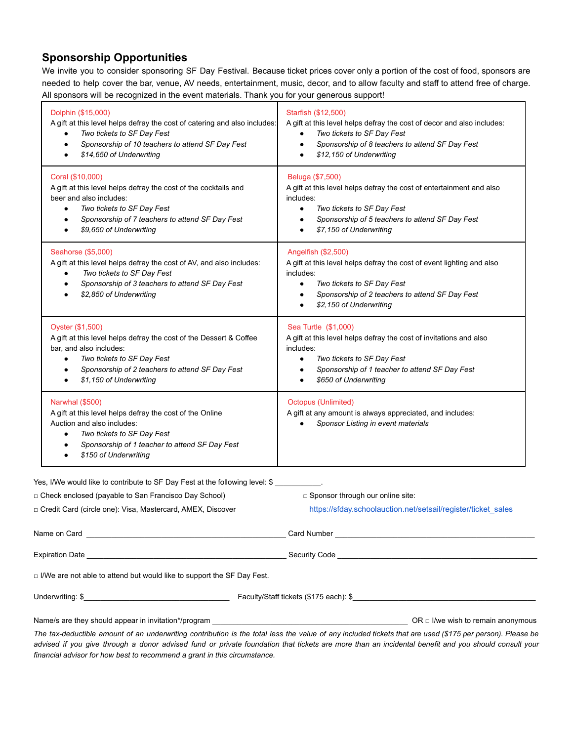## Sponsorship Opportunities

We invite you to consider sponsoring SF Day Festival. Because ticket prices cover only a portion of the cost of food, sponsors are needed to help cover the bar, venue, AV needs, entertainment, music, decor, and to allow faculty and staff to attend free of charge. All sponsors will be recognized in the event materials. Thank you for your generous support!

| | |
|---|---|
| Dolphin ($15,000)<br>A gift at this level helps defray the cost of catering and also includes:<br>• *Two tickets to SF Day Fest*<br>• *Sponsorship of 10 teachers to attend SF Day Fest*<br>• *$14,650 of Underwriting* | Starfish ($12,500)<br>A gift at this level helps defray the cost of decor and also includes:<br>• *Two tickets to SF Day Fest*<br>• *Sponsorship of 8 teachers to attend SF Day Fest*<br>• *$12,150 of Underwriting* |
| Coral ($10,000)<br>A gift at this level helps defray the cost of the cocktails and beer and also includes:<br>• *Two tickets to SF Day Fest*<br>• *Sponsorship of 7 teachers to attend SF Day Fest*<br>• *$9,650 of Underwriting* | Beluga ($7,500)<br>A gift at this level helps defray the cost of entertainment and also includes:<br>• *Two tickets to SF Day Fest*<br>• *Sponsorship of 5 teachers to attend SF Day Fest*<br>• *$7,150 of Underwriting* |
| Seahorse ($5,000)<br>A gift at this level helps defray the cost of AV, and also includes:<br>• *Two tickets to SF Day Fest*<br>• *Sponsorship of 3 teachers to attend SF Day Fest*<br>• *$2,850 of Underwriting* | Angelfish ($2,500)<br>A gift at this level helps defray the cost of event lighting and also includes:<br>• *Two tickets to SF Day Fest*<br>• *Sponsorship of 2 teachers to attend SF Day Fest*<br>• *$2,150 of Underwriting* |
| Oyster ($1,500)<br>A gift at this level helps defray the cost of the Dessert & Coffee bar, and also includes:<br>• *Two tickets to SF Day Fest*<br>• *Sponsorship of 2 teachers to attend SF Day Fest*<br>• *$1,150 of Underwriting* | Sea Turtle ($1,000)<br>A gift at this level helps defray the cost of invitations and also includes:<br>• *Two tickets to SF Day Fest*<br>• *Sponsorship of 1 teacher to attend SF Day Fest*<br>• *$650 of Underwriting* |
| Narwhal ($500)<br>A gift at this level helps defray the cost of the Online Auction and also includes:<br>• *Two tickets to SF Day Fest*<br>• *Sponsorship of 1 teacher to attend SF Day Fest*<br>• *$150 of Underwriting* | Octopus (Unlimited)<br>A gift at any amount is always appreciated, and includes:<br>• *Sponsor Listing in event materials* |

Yes, I/We would like to contribute to SF Day Fest at the following level: $ ___________.

□ Check enclosed (payable to San Francisco Day School)

□ Credit Card (circle one): Visa, Mastercard, AMEX, Discover

□ Sponsor through our online site: https://sfday.schoolauction.net/setsail/register/ticket_sales

Name on Card ______________________________ Card Number ______________________________

Expiration Date ______________________________ Security Code ______________________________

□ I/We are not able to attend but would like to support the SF Day Fest.

Underwriting: $______________________ Faculty/Staff tickets ($175 each): $______________________

Name/s are they should appear in invitation*/program ______________________________ OR □ I/we wish to remain anonymous

*The tax-deductible amount of an underwriting contribution is the total less the value of any included tickets that are used ($175 per person). Please be advised if you give through a donor advised fund or private foundation that tickets are more than an incidental benefit and you should consult your financial advisor for how best to recommend a grant in this circumstance.*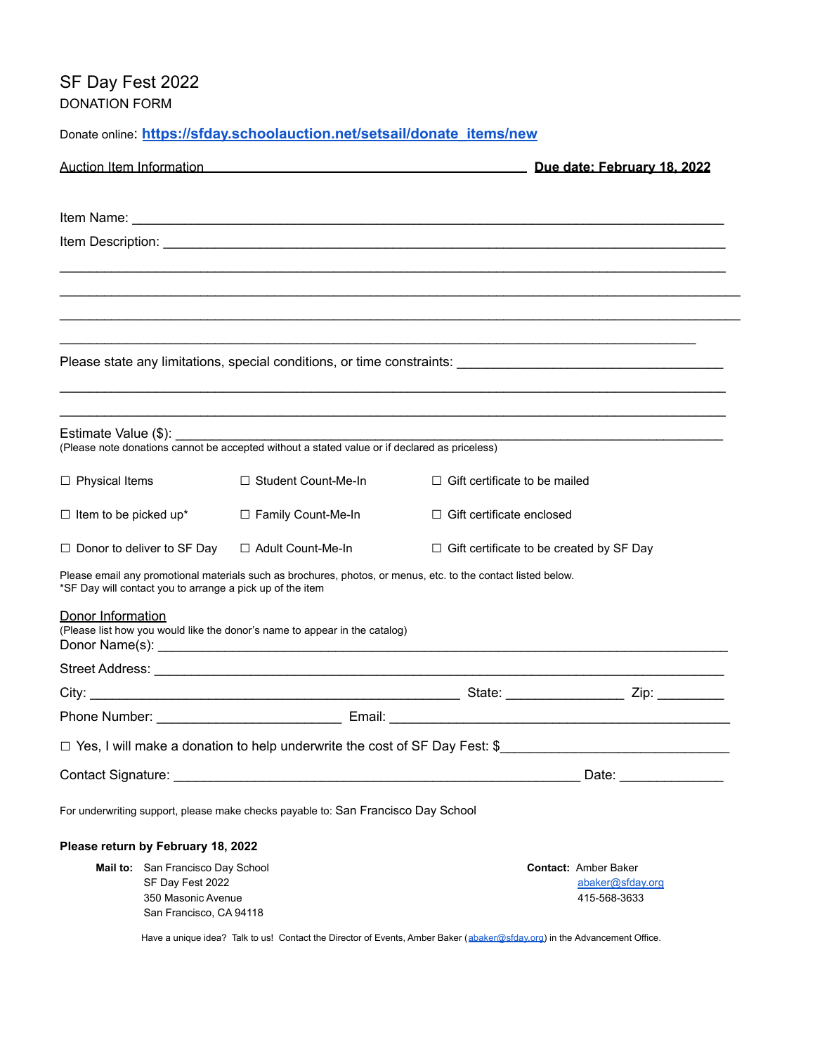# SF Day Fest 2022

DONATION FORM

Donate online: **https://sfday.schoolauction.net/setsail/donate_items/new**

Auction Item Information **Due date: February 18, 2022**

Item Name: ______________________________________________

Item Description: ______________________________________________

______________________________________________

______________________________________________

______________________________________________

______________________________________________

Please state any limitations, special conditions, or time constraints: ______________________

______________________________________________

______________________________________________

Estimate Value ($): ______________________________________________

(Please note donations cannot be accepted without a stated value or if declared as priceless)

| | | |
|---|---|---|
| ☐ Physical Items | ☐ Student Count-Me-In | ☐ Gift certificate to be mailed |
| ☐ Item to be picked up* | ☐ Family Count-Me-In | ☐ Gift certificate enclosed |
| ☐ Donor to deliver to SF Day | ☐ Adult Count-Me-In | ☐ Gift certificate to be created by SF Day |

Please email any promotional materials such as brochures, photos, or menus, etc. to the contact listed below.
*SF Day will contact you to arrange a pick up of the item

Donor Information

(Please list how you would like the donor's name to appear in the catalog)

Donor Name(s): ______________________________________________

Street Address: ______________________________________________

City: ______________________ State: ____________ Zip: _________

Phone Number: ______________________ Email: ______________________

☐ Yes, I will make a donation to help underwrite the cost of SF Day Fest: $______________________

Contact Signature: ______________________________________________ Date: _____________

For underwriting support, please make checks payable to: San Francisco Day School

**Please return by February 18, 2022**

**Mail to:** San Francisco Day School
SF Day Fest 2022
350 Masonic Avenue
San Francisco, CA 94118

**Contact:** Amber Baker
abaker@sfday.org
415-568-3633

Have a unique idea? Talk to us! Contact the Director of Events, Amber Baker (abaker@sfday.org) in the Advancement Office.